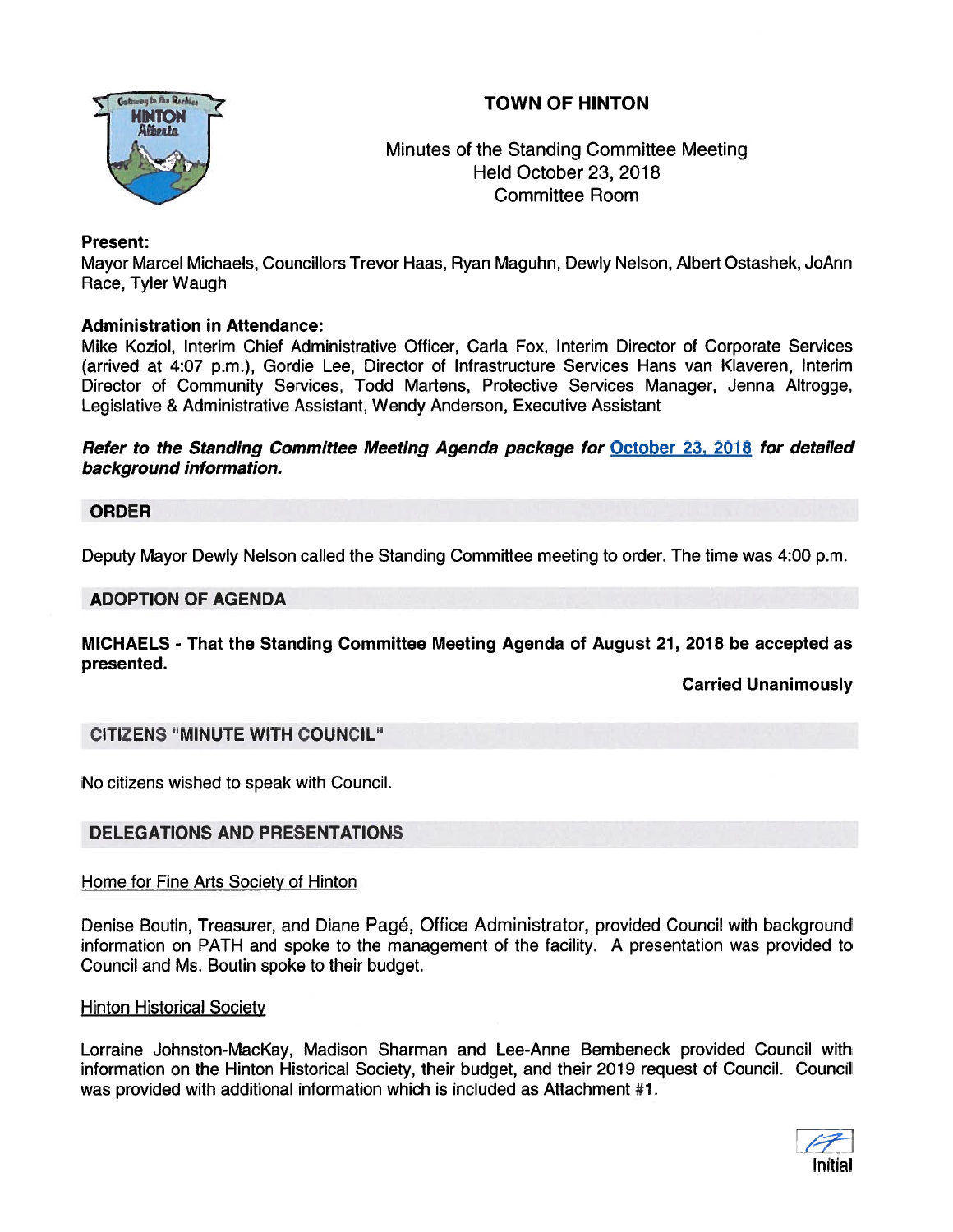# TOWN OF HINTON

Minutes of the Standing Committee Meeting
Held October 23, 2018
Committee Room

**Present:**
Mayor Marcel Michaels, Councillors Trevor Haas, Ryan Maguhn, Dewly Nelson, Albert Ostashek, JoAnn Race, Tyler Waugh

**Administration in Attendance:**
Mike Koziol, Interim Chief Administrative Officer, Carla Fox, Interim Director of Corporate Services (arrived at 4:07 p.m.), Gordie Lee, Director of Infrastructure Services Hans van Klaveren, Interim Director of Community Services, Todd Martens, Protective Services Manager, Jenna Altrogge, Legislative & Administrative Assistant, Wendy Anderson, Executive Assistant

***Refer to the Standing Committee Meeting Agenda package for October 23, 2018 for detailed background information.***

## ORDER

Deputy Mayor Dewly Nelson called the Standing Committee meeting to order. The time was 4:00 p.m.

## ADOPTION OF AGENDA

**MICHAELS - That the Standing Committee Meeting Agenda of August 21, 2018 be accepted as presented.**

**Carried Unanimously**

## CITIZENS "MINUTE WITH COUNCIL"

No citizens wished to speak with Council.

## DELEGATIONS AND PRESENTATIONS

Home for Fine Arts Society of Hinton

Denise Boutin, Treasurer, and Diane Pagé, Office Administrator, provided Council with background information on PATH and spoke to the management of the facility. A presentation was provided to Council and Ms. Boutin spoke to their budget.

Hinton Historical Society

Lorraine Johnston-MacKay, Madison Sharman and Lee-Anne Bembeneck provided Council with information on the Hinton Historical Society, their budget, and their 2019 request of Council. Council was provided with additional information which is included as Attachment #1.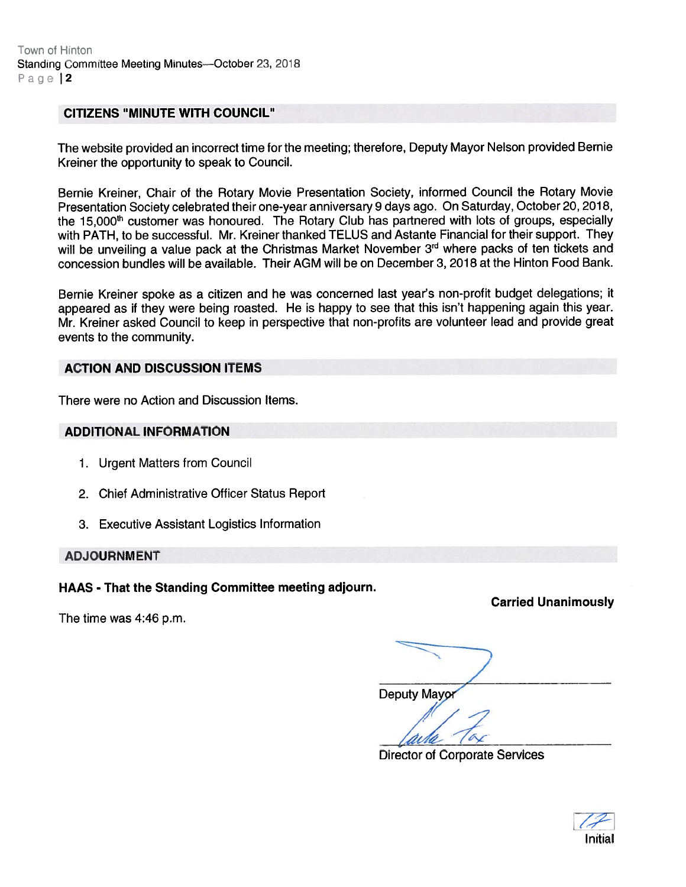## CITIZENS "MINUTE WITH COUNCIL"

The website provided an incorrect time for the meeting; therefore, Deputy Mayor Nelson provided Bernie Kreiner the opportunity to speak to Council.

Bernie Kreiner, Chair of the Rotary Movie Presentation Society, informed Council the Rotary Movie Presentation Society celebrated their one-year anniversary 9 days ago. On Saturday, October 20, 2018, the 15,000th customer was honoured. The Rotary Club has partnered with lots of groups, especially with PATH, to be successful. Mr. Kreiner thanked TELUS and Astante Financial for their support. They will be unveiling a value pack at the Christmas Market November 3rd where packs of ten tickets and concession bundles will be available. Their AGM will be on December 3, 2018 at the Hinton Food Bank.

Bernie Kreiner spoke as a citizen and he was concerned last year's non-profit budget delegations; it appeared as if they were being roasted. He is happy to see that this isn't happening again this year. Mr. Kreiner asked Council to keep in perspective that non-profits are volunteer lead and provide great events to the community.

## ACTION AND DISCUSSION ITEMS

There were no Action and Discussion Items.

## ADDITIONAL INFORMATION

1. Urgent Matters from Council
2. Chief Administrative Officer Status Report
3. Executive Assistant Logistics Information

## ADJOURNMENT

**HAAS - That the Standing Committee meeting adjourn.**

**Carried Unanimously**

The time was 4:46 p.m.

Deputy Mayor

Director of Corporate Services

Initial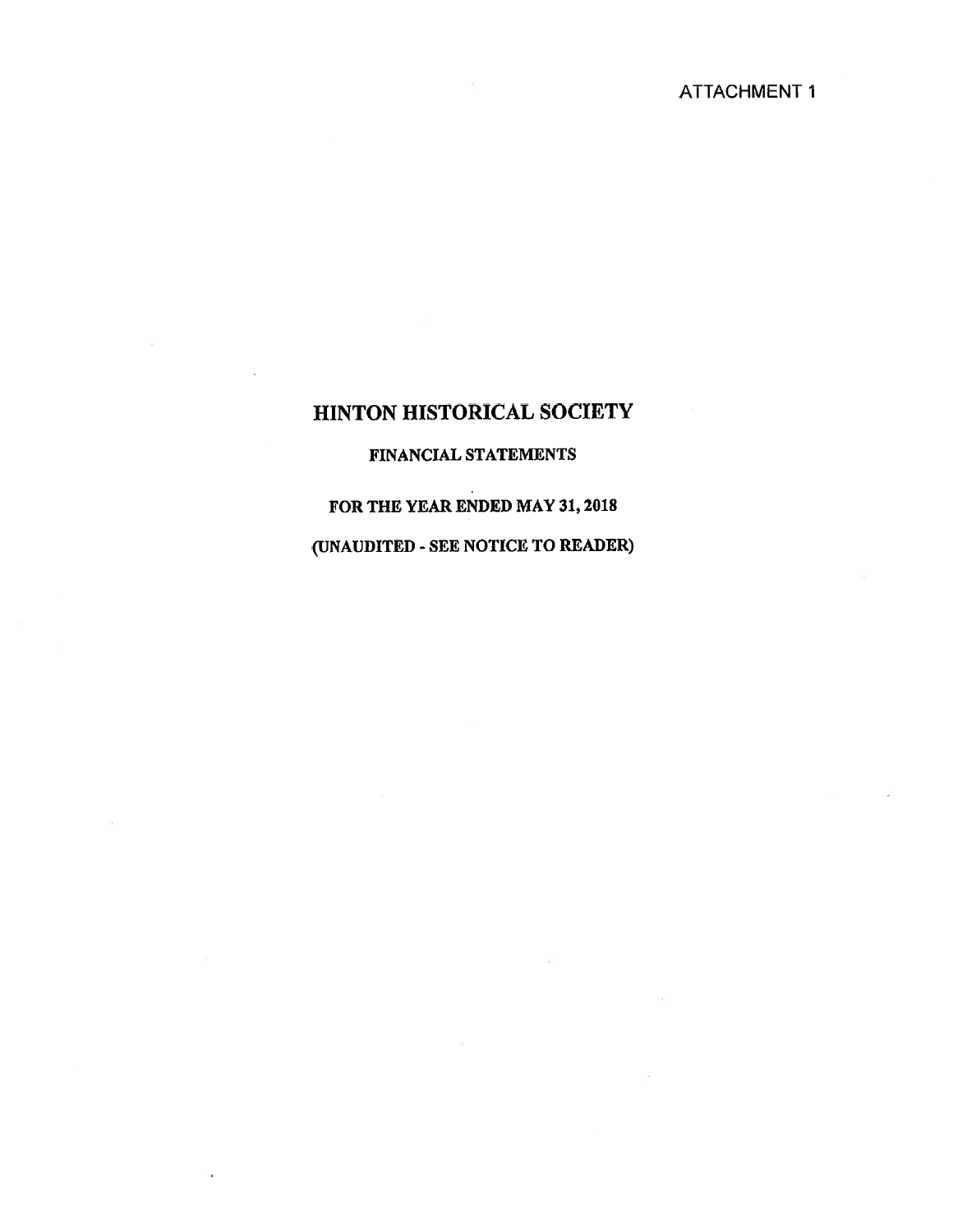ATTACHMENT 1

# HINTON HISTORICAL SOCIETY

## FINANCIAL STATEMENTS

## FOR THE YEAR ENDED MAY 31, 2018

## (UNAUDITED - SEE NOTICE TO READER)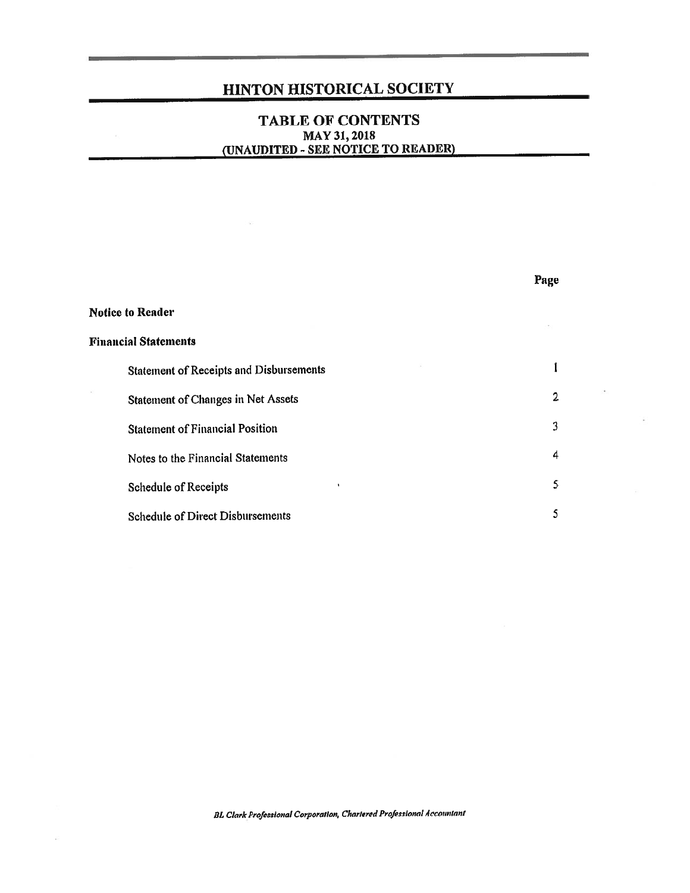# HINTON HISTORICAL SOCIETY

## TABLE OF CONTENTS
### MAY 31, 2018
### (UNAUDITED - SEE NOTICE TO READER)

| | Page |
|---|---|
| **Notice to Reader** | |
| **Financial Statements** | |
| Statement of Receipts and Disbursements | 1 |
| Statement of Changes in Net Assets | 2 |
| Statement of Financial Position | 3 |
| Notes to the Financial Statements | 4 |
| Schedule of Receipts | 5 |
| Schedule of Direct Disbursements | 5 |

*BL Clark Professional Corporation, Chartered Professional Accountant*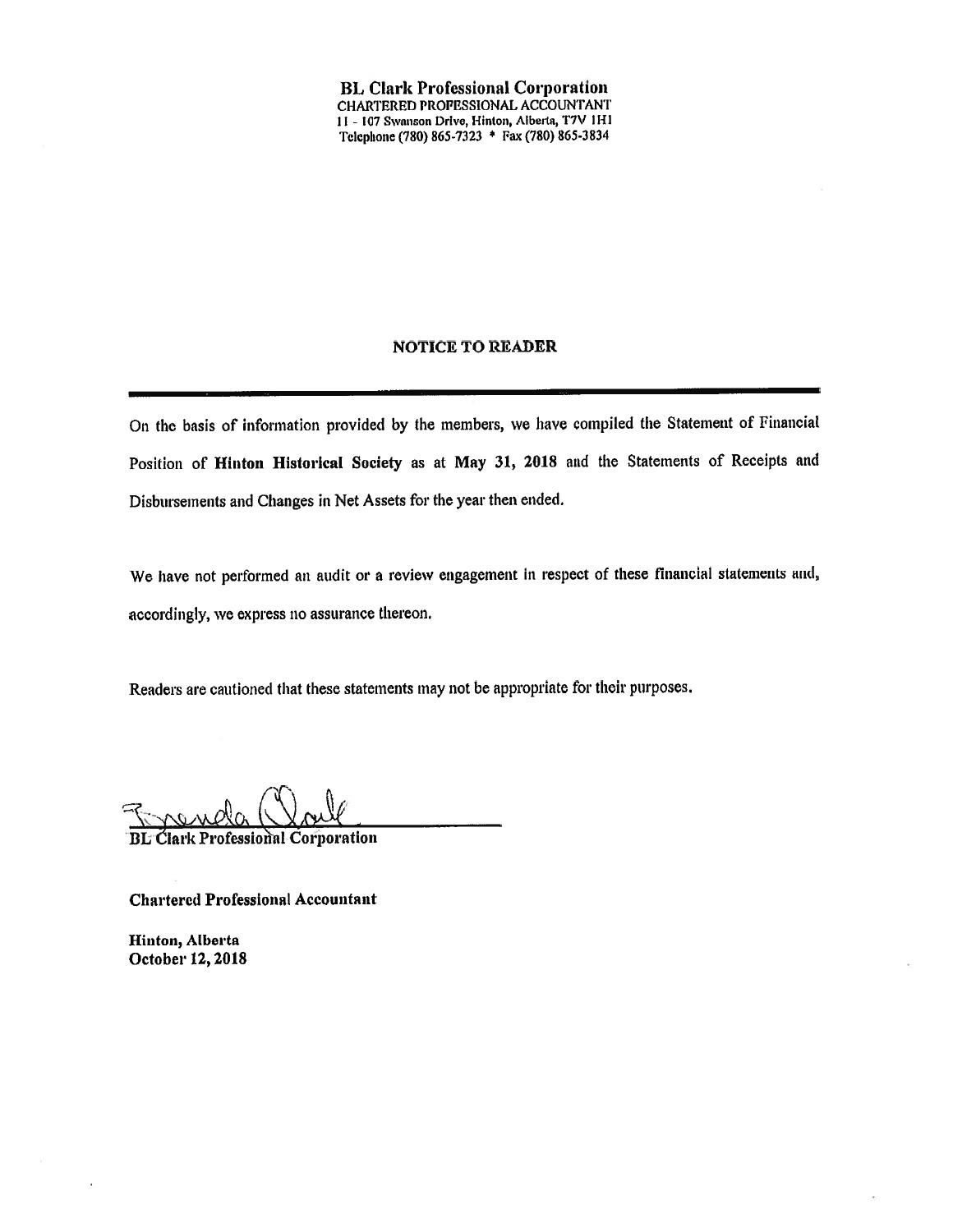**BL Clark Professional Corporation**
CHARTERED PROFESSIONAL ACCOUNTANT
11 - 107 Swanson Drive, Hinton, Alberta, T7V 1H1
Telephone (780) 865-7323 * Fax (780) 865-3834

## NOTICE TO READER

On the basis of information provided by the members, we have compiled the Statement of Financial Position of **Hinton Historical Society** as at **May 31, 2018** and the Statements of Receipts and Disbursements and Changes in Net Assets for the year then ended.

We have not performed an audit or a review engagement in respect of these financial statements and, accordingly, we express no assurance thereon.

Readers are cautioned that these statements may not be appropriate for their purposes.

**BL Clark Professional Corporation**

**Chartered Professional Accountant**

**Hinton, Alberta**
**October 12, 2018**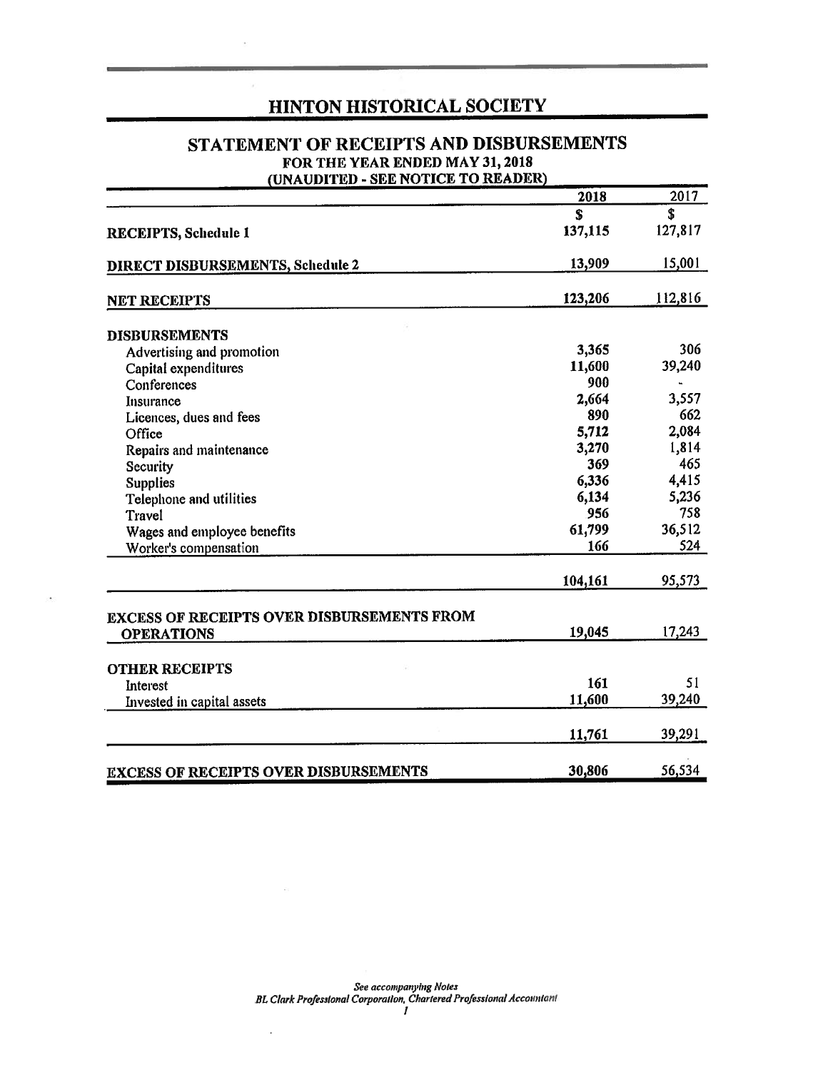# HINTON HISTORICAL SOCIETY

## STATEMENT OF RECEIPTS AND DISBURSEMENTS

### FOR THE YEAR ENDED MAY 31, 2018
### (UNAUDITED - SEE NOTICE TO READER)

| | 2018 | 2017 |
|---|---|---|
| | $ | $ |
| **RECEIPTS, Schedule 1** | 137,115 | 127,817 |
| **DIRECT DISBURSEMENTS, Schedule 2** | 13,909 | 15,001 |
| **NET RECEIPTS** | 123,206 | 112,816 |
| **DISBURSEMENTS** | | |
| Advertising and promotion | 3,365 | 306 |
| Capital expenditures | 11,600 | 39,240 |
| Conferences | 900 | - |
| Insurance | 2,664 | 3,557 |
| Licences, dues and fees | 890 | 662 |
| Office | 5,712 | 2,084 |
| Repairs and maintenance | 3,270 | 1,814 |
| Security | 369 | 465 |
| Supplies | 6,336 | 4,415 |
| Telephone and utilities | 6,134 | 5,236 |
| Travel | 956 | 758 |
| Wages and employee benefits | 61,799 | 36,512 |
| Worker's compensation | 166 | 524 |
| | 104,161 | 95,573 |
| **EXCESS OF RECEIPTS OVER DISBURSEMENTS FROM OPERATIONS** | 19,045 | 17,243 |
| **OTHER RECEIPTS** | | |
| Interest | 161 | 51 |
| Invested in capital assets | 11,600 | 39,240 |
| | 11,761 | 39,291 |
| **EXCESS OF RECEIPTS OVER DISBURSEMENTS** | 30,806 | 56,534 |

*See accompanying Notes*
*BL Clark Professional Corporation, Chartered Professional Accountant*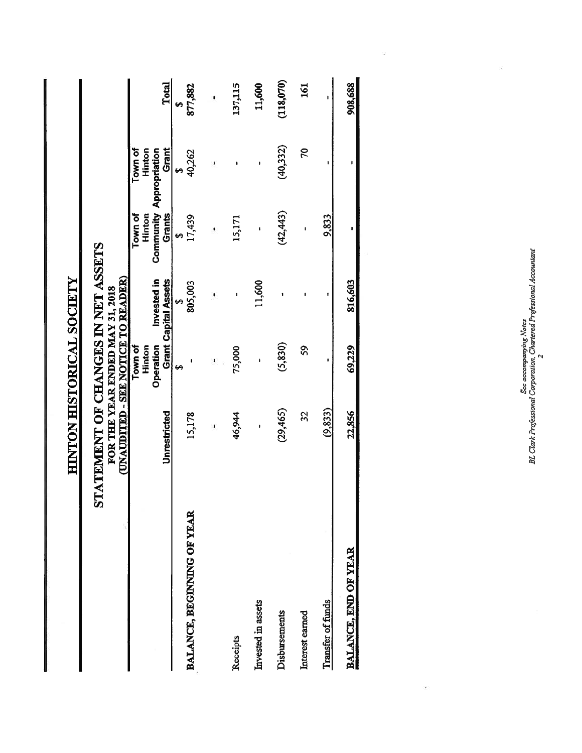# HINTON HISTORICAL SOCIETY

## STATEMENT OF CHANGES IN NET ASSETS

### FOR THE YEAR ENDED MAY 31, 2018

### (UNAUDITED - SEE NOTICE TO READER)

| | Unrestricted | Town of Hinton Operation Grant | Invested in Capital Assets | Town of Hinton Community Grants | Town of Hinton Appropriation Grant | Total |
|---|---|---|---|---|---|---|
| | | $ | $ | $ | $ | $ |
| BALANCE, BEGINNING OF YEAR | 15,178 | - | 805,003 | 17,439 | 40,262 | 877,882 |
| | - | - | - | - | - | - |
| Receipts | 46,944 | 75,000 | - | 15,171 | - | 137,115 |
| Invested in assets | - | - | 11,600 | - | - | 11,600 |
| Disbursements | (29,465) | (5,830) | - | (42,443) | (40,332) | (118,070) |
| Interest earned | 32 | 59 | - | - | 70 | 161 |
| Transfer of funds | (9,833) | - | - | 9,833 | - | - |
| BALANCE, END OF YEAR | 22,856 | 69,229 | 816,603 | - | - | 908,688 |

*See accompanying Notes*
*BL Clark Professional Corporation, Chartered Professional Accountant*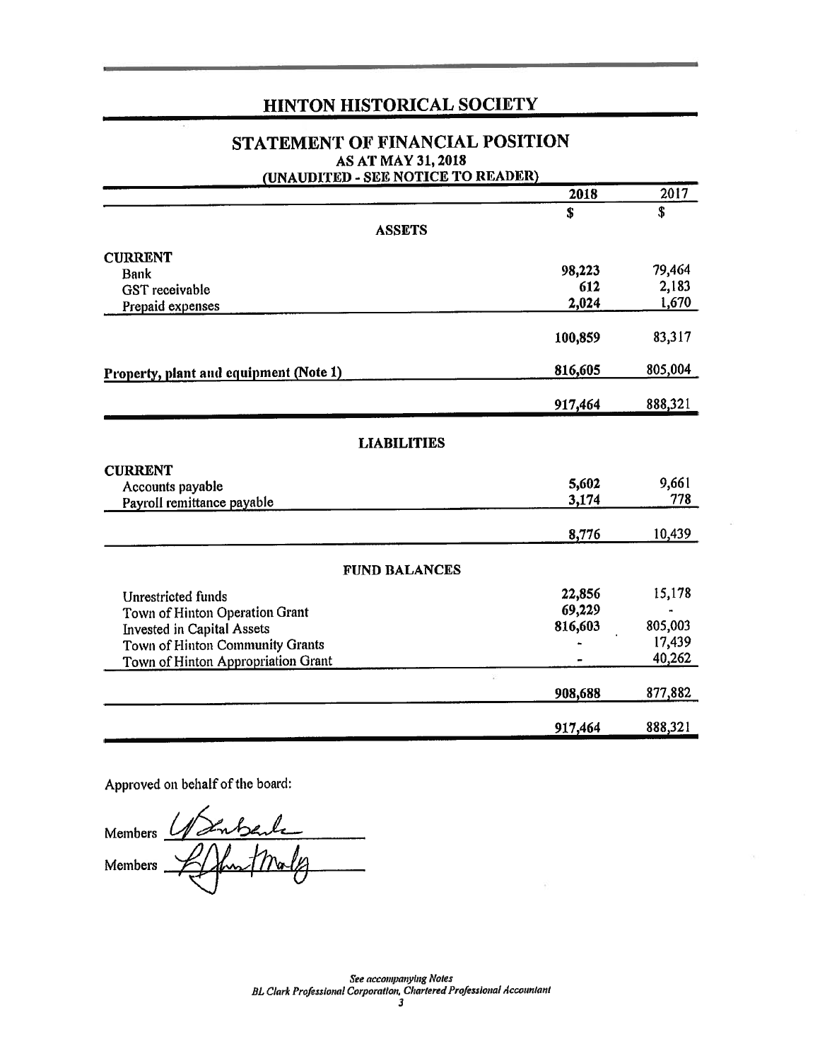# HINTON HISTORICAL SOCIETY

## STATEMENT OF FINANCIAL POSITION

### AS AT MAY 31, 2018

### (UNAUDITED - SEE NOTICE TO READER)

| | 2018 | 2017 |
|---|---|---|
| | $ | $ |
| **ASSETS** | | |
| **CURRENT** | | |
| Bank | 98,223 | 79,464 |
| GST receivable | 612 | 2,183 |
| Prepaid expenses | 2,024 | 1,670 |
| | 100,859 | 83,317 |
| **Property, plant and equipment (Note 1)** | 816,605 | 805,004 |
| | 917,464 | 888,321 |
| **LIABILITIES** | | |
| **CURRENT** | | |
| Accounts payable | 5,602 | 9,661 |
| Payroll remittance payable | 3,174 | 778 |
| | 8,776 | 10,439 |
| **FUND BALANCES** | | |
| Unrestricted funds | 22,856 | 15,178 |
| Town of Hinton Operation Grant | 69,229 | - |
| Invested in Capital Assets | 816,603 | 805,003 |
| Town of Hinton Community Grants | - | 17,439 |
| Town of Hinton Appropriation Grant | - | 40,262 |
| | 908,688 | 877,882 |
| | 917,464 | 888,321 |

Approved on behalf of the board:

Members ______________________

Members ______________________

*See accompanying Notes*
*BL Clark Professional Corporation, Chartered Professional Accountant*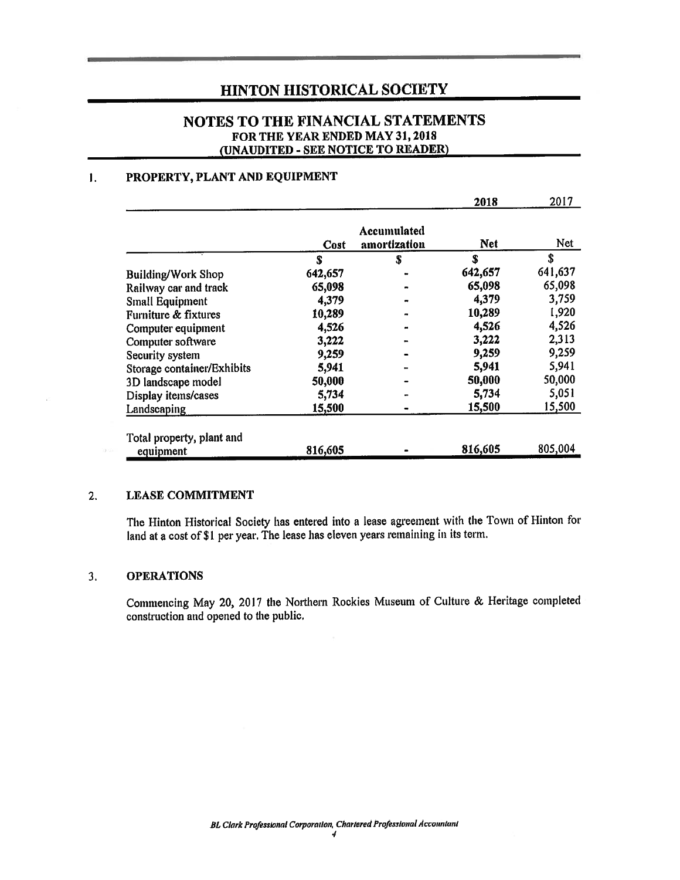# HINTON HISTORICAL SOCIETY

## NOTES TO THE FINANCIAL STATEMENTS
### FOR THE YEAR ENDED MAY 31, 2018
### (UNAUDITED - SEE NOTICE TO READER)

## 1. PROPERTY, PLANT AND EQUIPMENT

| | | | 2018 | 2017 |
|---|---|---|---|---|
| | Cost | Accumulated amortization | Net | Net |
| | $ | $ | $ | $ |
| Building/Work Shop | 642,657 | - | 642,657 | 641,637 |
| Railway car and track | 65,098 | - | 65,098 | 65,098 |
| Small Equipment | 4,379 | - | 4,379 | 3,759 |
| Furniture & fixtures | 10,289 | - | 10,289 | 1,920 |
| Computer equipment | 4,526 | - | 4,526 | 4,526 |
| Computer software | 3,222 | - | 3,222 | 2,313 |
| Security system | 9,259 | - | 9,259 | 9,259 |
| Storage container/Exhibits | 5,941 | - | 5,941 | 5,941 |
| 3D landscape model | 50,000 | - | 50,000 | 50,000 |
| Display items/cases | 5,734 | - | 5,734 | 5,051 |
| Landscaping | 15,500 | - | 15,500 | 15,500 |
| Total property, plant and equipment | 816,605 | - | 816,605 | 805,004 |

## 2. LEASE COMMITMENT

The Hinton Historical Society has entered into a lease agreement with the Town of Hinton for land at a cost of $1 per year. The lease has eleven years remaining in its term.

## 3. OPERATIONS

Commencing May 20, 2017 the Northern Rockies Museum of Culture & Heritage completed construction and opened to the public.

*BL Clark Professional Corporation, Chartered Professional Accountant*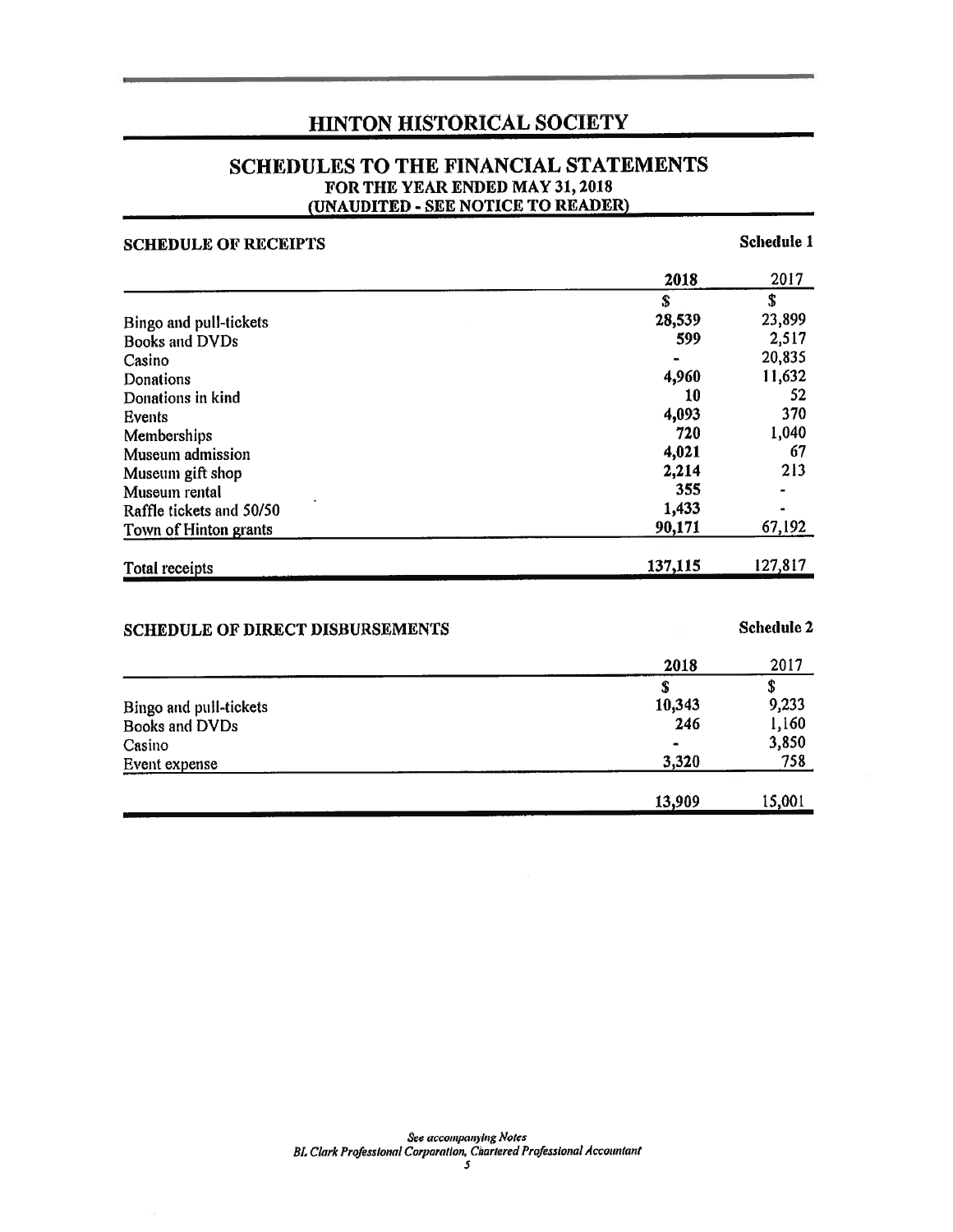# HINTON HISTORICAL SOCIETY

## SCHEDULES TO THE FINANCIAL STATEMENTS

**FOR THE YEAR ENDED MAY 31, 2018**

**(UNAUDITED - SEE NOTICE TO READER)**

### SCHEDULE OF RECEIPTS

**Schedule 1**

| | 2018 | 2017 |
|---|---|---|
| | $ | $ |
| Bingo and pull-tickets | 28,539 | 23,899 |
| Books and DVDs | 599 | 2,517 |
| Casino | - | 20,835 |
| Donations | 4,960 | 11,632 |
| Donations in kind | 10 | 52 |
| Events | 4,093 | 370 |
| Memberships | 720 | 1,040 |
| Museum admission | 4,021 | 67 |
| Museum gift shop | 2,214 | 213 |
| Museum rental | 355 | - |
| Raffle tickets and 50/50 | 1,433 | - |
| Town of Hinton grants | 90,171 | 67,192 |
| Total receipts | 137,115 | 127,817 |

### SCHEDULE OF DIRECT DISBURSEMENTS

**Schedule 2**

| | 2018 | 2017 |
|---|---|---|
| | $ | $ |
| Bingo and pull-tickets | 10,343 | 9,233 |
| Books and DVDs | 246 | 1,160 |
| Casino | - | 3,850 |
| Event expense | 3,320 | 758 |
| | 13,909 | 15,001 |

*See accompanying Notes*
*BL Clark Professional Corporation, Chartered Professional Accountant*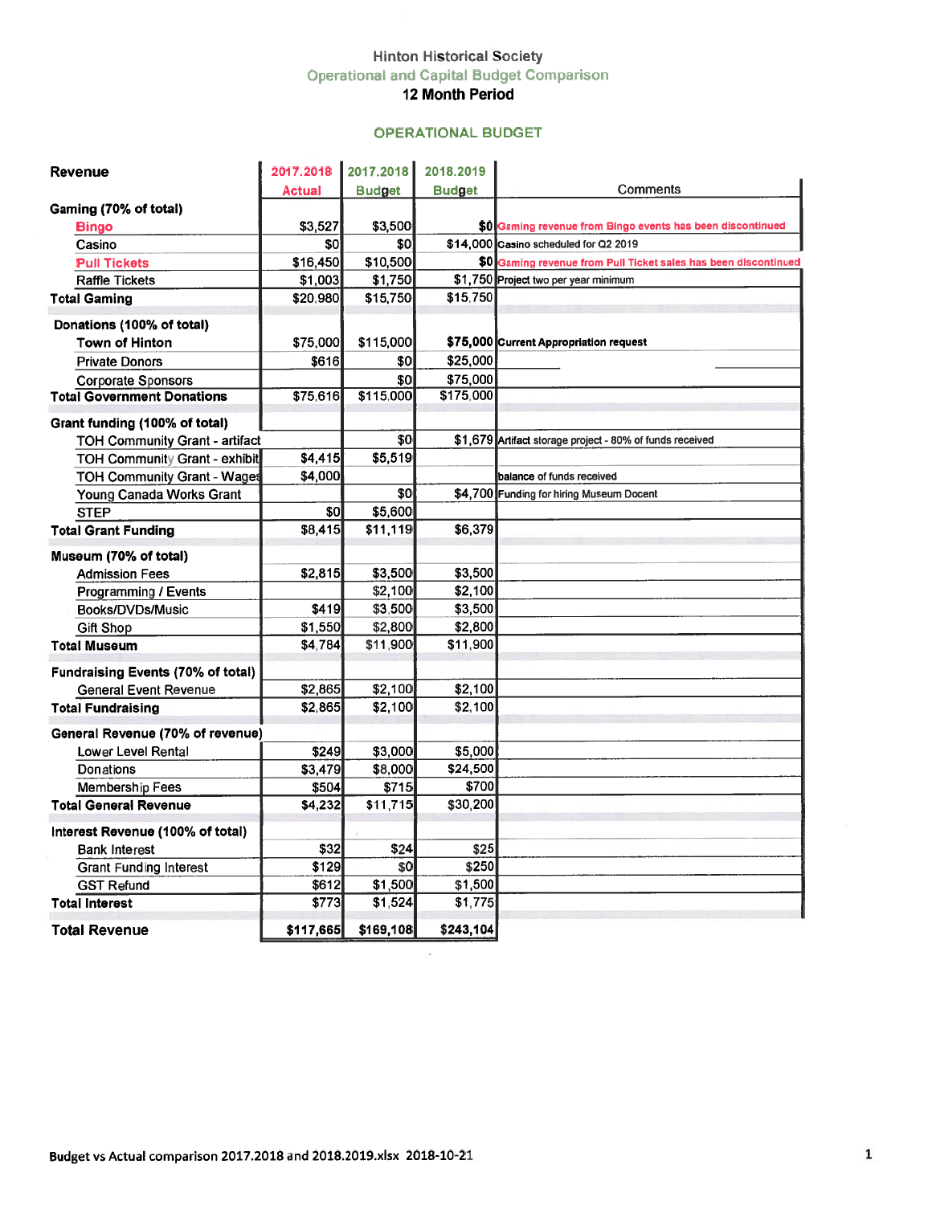# Hinton Historical Society

## Operational and Capital Budget Comparison

### 12 Month Period

### OPERATIONAL BUDGET

| Revenue | 2017.2018 Actual | 2017.2018 Budget | 2018.2019 Budget | Comments |
|---|---|---|---|---|
| **Gaming (70% of total)** | | | | |
| Bingo | $3,527 | $3,500 | $0 | Gaming revenue from Bingo events has been discontinued |
| Casino | $0 | $0 | $14,000 | Casino scheduled for Q2 2019 |
| Pull Tickets | $16,450 | $10,500 | $0 | Gaming revenue from Pull Ticket sales has been discontinued |
| Raffle Tickets | $1,003 | $1,750 | $1,750 | Project two per year minimum |
| **Total Gaming** | $20,980 | $15,750 | $15,750 | |
| **Donations (100% of total)** | | | | |
| Town of Hinton | $75,000 | $115,000 | $75,000 | Current Appropriation request |
| Private Donors | $616 | $0 | $25,000 | |
| Corporate Sponsors | | $0 | $75,000 | |
| **Total Government Donations** | $75,616 | $115,000 | $175,000 | |
| **Grant funding (100% of total)** | | | | |
| TOH Community Grant - artifact | | $0 | $1,679 | Artifact storage project - 80% of funds received |
| TOH Community Grant - exhibit | $4,415 | $5,519 | | |
| TOH Community Grant - Wages | $4,000 | | | balance of funds received |
| Young Canada Works Grant | | $0 | $4,700 | Funding for hiring Museum Docent |
| STEP | $0 | $5,600 | | |
| **Total Grant Funding** | $8,415 | $11,119 | $6,379 | |
| **Museum (70% of total)** | | | | |
| Admission Fees | $2,815 | $3,500 | $3,500 | |
| Programming / Events | | $2,100 | $2,100 | |
| Books/DVDs/Music | $419 | $3,500 | $3,500 | |
| Gift Shop | $1,550 | $2,800 | $2,800 | |
| **Total Museum** | $4,784 | $11,900 | $11,900 | |
| **Fundraising Events (70% of total)** | | | | |
| General Event Revenue | $2,865 | $2,100 | $2,100 | |
| **Total Fundraising** | $2,865 | $2,100 | $2,100 | |
| **General Revenue (70% of revenue)** | | | | |
| Lower Level Rental | $249 | $3,000 | $5,000 | |
| Donations | $3,479 | $8,000 | $24,500 | |
| Membership Fees | $504 | $715 | $700 | |
| **Total General Revenue** | $4,232 | $11,715 | $30,200 | |
| **Interest Revenue (100% of total)** | | | | |
| Bank Interest | $32 | $24 | $25 | |
| Grant Funding Interest | $129 | $0 | $250 | |
| GST Refund | $612 | $1,500 | $1,500 | |
| **Total Interest** | $773 | $1,524 | $1,775 | |
| **Total Revenue** | **$117,665** | **$169,108** | **$243,104** | |

Budget vs Actual comparison 2017.2018 and 2018.2019.xlsx 2018-10-21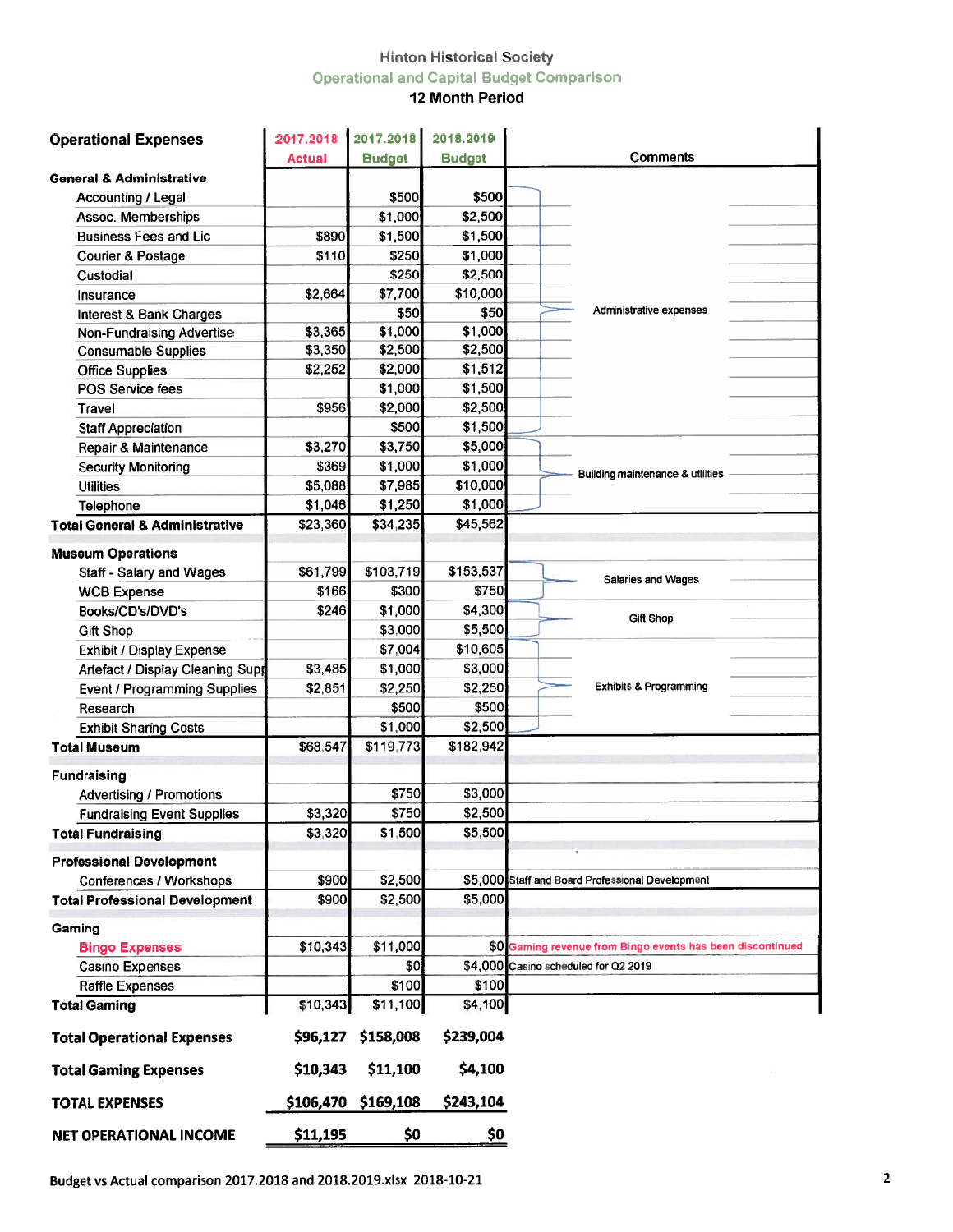# Hinton Historical Society

## Operational and Capital Budget Comparison

### 12 Month Period

| Operational Expenses | 2017.2018 Actual | 2017.2018 Budget | 2018.2019 Budget | Comments |
|---|---|---|---|---|
| **General & Administrative** | | | | |
| Accounting / Legal | | $500 | $500 | Administrative expenses |
| Assoc. Memberships | | $1,000 | $2,500 | |
| Business Fees and Lic | $890 | $1,500 | $1,500 | |
| Courier & Postage | $110 | $250 | $1,000 | |
| Custodial | | $250 | $2,500 | |
| Insurance | $2,664 | $7,700 | $10,000 | |
| Interest & Bank Charges | | $50 | $50 | |
| Non-Fundraising Advertise | $3,365 | $1,000 | $1,000 | |
| Consumable Supplies | $3,350 | $2,500 | $2,500 | |
| Office Supplies | $2,252 | $2,000 | $1,512 | |
| POS Service fees | | $1,000 | $1,500 | |
| Travel | $956 | $2,000 | $2,500 | |
| Staff Appreciation | | $500 | $1,500 | |
| Repair & Maintenance | $3,270 | $3,750 | $5,000 | Building maintenance & utilities |
| Security Monitoring | $369 | $1,000 | $1,000 | |
| Utilities | $5,088 | $7,985 | $10,000 | |
| Telephone | $1,046 | $1,250 | $1,000 | |
| **Total General & Administrative** | $23,360 | $34,235 | $45,562 | |
| **Museum Operations** | | | | |
| Staff - Salary and Wages | $61,799 | $103,719 | $153,537 | Salaries and Wages |
| WCB Expense | $166 | $300 | $750 | |
| Books/CD's/DVD's | $246 | $1,000 | $4,300 | Gift Shop |
| Gift Shop | | $3,000 | $5,500 | |
| Exhibit / Display Expense | | $7,004 | $10,605 | Exhibits & Programming |
| Artefact / Display Cleaning Supp | $3,485 | $1,000 | $3,000 | |
| Event / Programming Supplies | $2,851 | $2,250 | $2,250 | |
| Research | | $500 | $500 | |
| Exhibit Sharing Costs | | $1,000 | $2,500 | |
| **Total Museum** | $68,547 | $119,773 | $182,942 | |
| **Fundraising** | | | | |
| Advertising / Promotions | | $750 | $3,000 | |
| Fundraising Event Supplies | $3,320 | $750 | $2,500 | |
| **Total Fundraising** | $3,320 | $1,500 | $5,500 | |
| **Professional Development** | | | | |
| Conferences / Workshops | $900 | $2,500 | $5,000 | Staff and Board Professional Development |
| **Total Professional Development** | $900 | $2,500 | $5,000 | |
| **Gaming** | | | | |
| Bingo Expenses | $10,343 | $11,000 | $0 | Gaming revenue from Bingo events has been discontinued |
| Casino Expenses | | $0 | $4,000 | Casino scheduled for Q2 2019 |
| Raffle Expenses | | $100 | $100 | |
| **Total Gaming** | $10,343 | $11,100 | $4,100 | |
| **Total Operational Expenses** | **$96,127** | **$158,008** | **$239,004** | |
| **Total Gaming Expenses** | **$10,343** | **$11,100** | **$4,100** | |
| **TOTAL EXPENSES** | **$106,470** | **$169,108** | **$243,104** | |
| **NET OPERATIONAL INCOME** | **$11,195** | **$0** | **$0** | |

Budget vs Actual comparison 2017.2018 and 2018.2019.xlsx 2018-10-21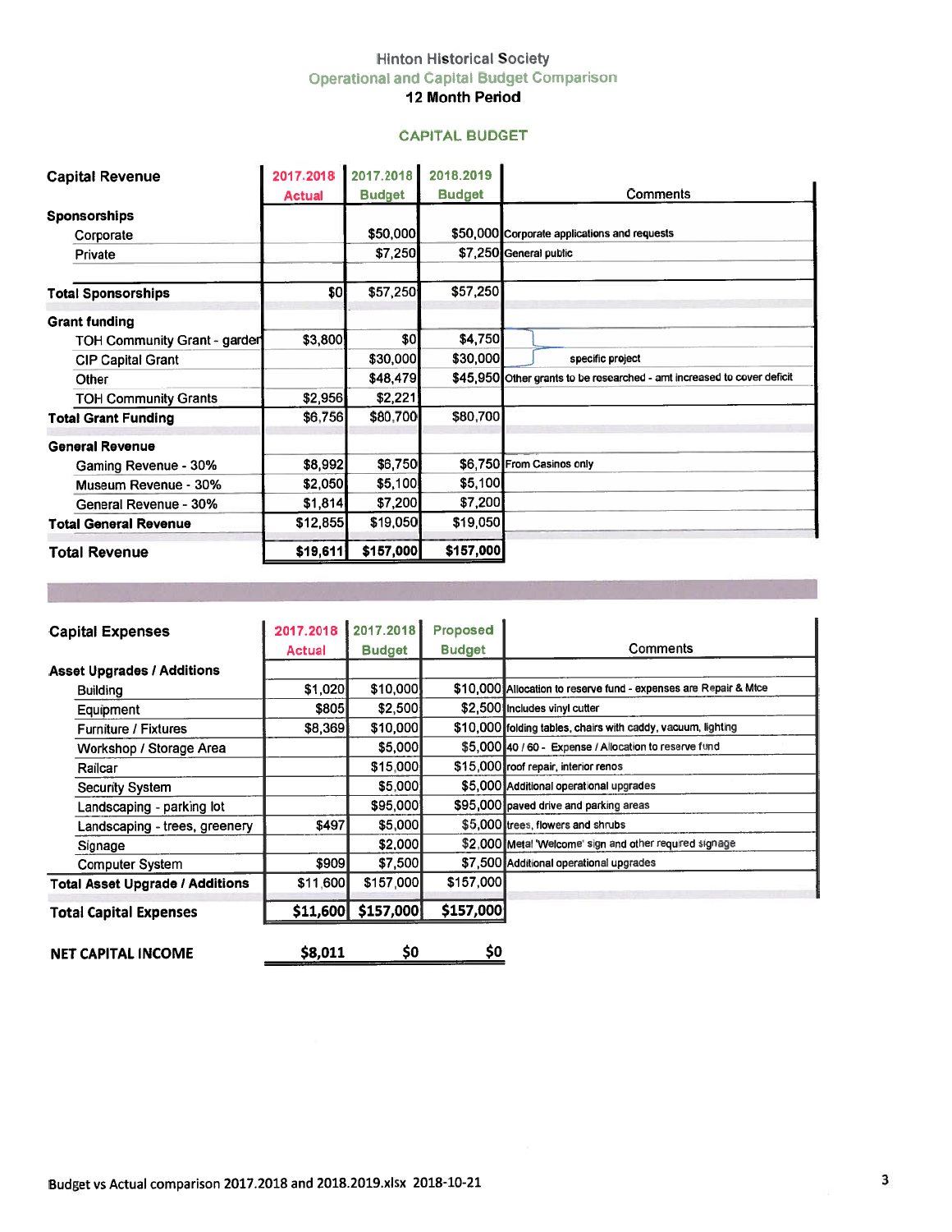# Hinton Historical Society

## Operational and Capital Budget Comparison

### 12 Month Period

## CAPITAL BUDGET

| Capital Revenue | 2017.2018 Actual | 2017.2018 Budget | 2018.2019 Budget | Comments |
|---|---|---|---|---|
| **Sponsorships** | | | | |
| Corporate | | $50,000 | $50,000 | Corporate applications and requests |
| Private | | $7,250 | $7,250 | General public |
| **Total Sponsorships** | $0 | $57,250 | $57,250 | |
| **Grant funding** | | | | |
| TOH Community Grant - garden | $3,800 | $0 | $4,750 | specific project |
| CIP Capital Grant | | $30,000 | $30,000 | specific project |
| Other | | $48,479 | $45,950 | Other grants to be researched - amt increased to cover deficit |
| TOH Community Grants | $2,956 | $2,221 | | |
| **Total Grant Funding** | $6,756 | $80,700 | $80,700 | |
| **General Revenue** | | | | |
| Gaming Revenue - 30% | $8,992 | $6,750 | $6,750 | From Casinos only |
| Museum Revenue - 30% | $2,050 | $5,100 | $5,100 | |
| General Revenue - 30% | $1,814 | $7,200 | $7,200 | |
| **Total General Revenue** | $12,855 | $19,050 | $19,050 | |
| **Total Revenue** | **$19,611** | **$157,000** | **$157,000** | |

| Capital Expenses | 2017.2018 Actual | 2017.2018 Budget | Proposed Budget | Comments |
|---|---|---|---|---|
| **Asset Upgrades / Additions** | | | | |
| Building | $1,020 | $10,000 | $10,000 | Allocation to reserve fund - expenses are Repair & Mtce |
| Equipment | $805 | $2,500 | $2,500 | Includes vinyl cutter |
| Furniture / Fixtures | $8,369 | $10,000 | $10,000 | folding tables, chairs with caddy, vacuum, lighting |
| Workshop / Storage Area | | $5,000 | $5,000 | 40 / 60 - Expense / Allocation to reserve fund |
| Railcar | | $15,000 | $15,000 | roof repair, interior renos |
| Security System | | $5,000 | $5,000 | Additional operational upgrades |
| Landscaping - parking lot | | $95,000 | $95,000 | paved drive and parking areas |
| Landscaping - trees, greenery | $497 | $5,000 | $5,000 | trees, flowers and shrubs |
| Signage | | $2,000 | $2,000 | Metal 'Welcome' sign and other required signage |
| Computer System | $909 | $7,500 | $7,500 | Additional operational upgrades |
| **Total Asset Upgrade / Additions** | $11,600 | $157,000 | $157,000 | |
| **Total Capital Expenses** | **$11,600** | **$157,000** | **$157,000** | |
| **NET CAPITAL INCOME** | **$8,011** | **$0** | **$0** | |

Budget vs Actual comparison 2017.2018 and 2018.2019.xlsx 2018-10-21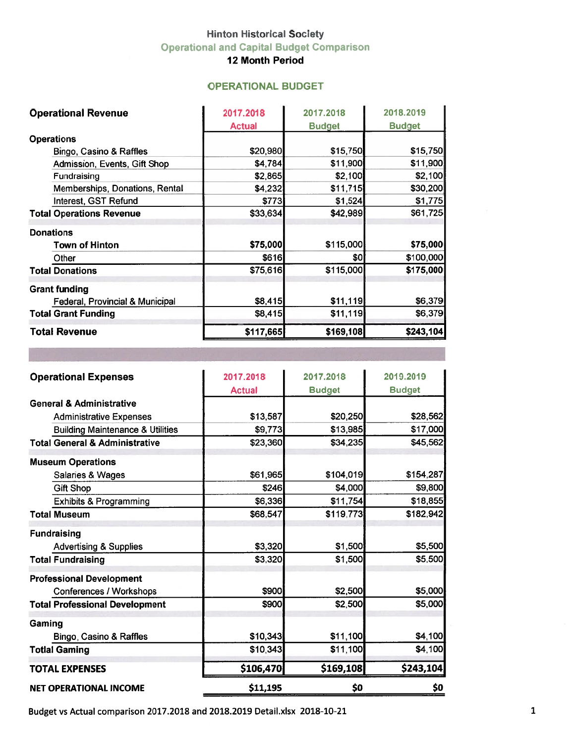# Hinton Historical Society

## Operational and Capital Budget Comparison

### 12 Month Period

## OPERATIONAL BUDGET

| Operational Revenue | 2017.2018 Actual | 2017.2018 Budget | 2018.2019 Budget |
|---|---|---|---|
| **Operations** | | | |
| Bingo, Casino & Raffles | $20,980 | $15,750 | $15,750 |
| Admission, Events, Gift Shop | $4,784 | $11,900 | $11,900 |
| Fundraising | $2,865 | $2,100 | $2,100 |
| Memberships, Donations, Rental | $4,232 | $11,715 | $30,200 |
| Interest, GST Refund | $773 | $1,524 | $1,775 |
| **Total Operations Revenue** | $33,634 | $42,989 | $61,725 |
| **Donations** | | | |
| Town of Hinton | **$75,000** | $115,000 | **$75,000** |
| Other | $616 | $0 | $100,000 |
| **Total Donations** | $75,616 | $115,000 | **$175,000** |
| **Grant funding** | | | |
| Federal, Provincial & Municipal | $8,415 | $11,119 | $6,379 |
| **Total Grant Funding** | $8,415 | $11,119 | $6,379 |
| **Total Revenue** | **$117,665** | **$169,108** | **$243,104** |

| Operational Expenses | 2017.2018 Actual | 2017.2018 Budget | 2019.2019 Budget |
|---|---|---|---|
| **General & Administrative** | | | |
| Administrative Expenses | $13,587 | $20,250 | $28,562 |
| Building Maintenance & Utilities | $9,773 | $13,985 | $17,000 |
| **Total General & Administrative** | $23,360 | $34,235 | $45,562 |
| **Museum Operations** | | | |
| Salaries & Wages | $61,965 | $104,019 | $154,287 |
| Gift Shop | $246 | $4,000 | $9,800 |
| Exhibits & Programming | $6,336 | $11,754 | $18,855 |
| **Total Museum** | $68,547 | $119,773 | $182,942 |
| **Fundraising** | | | |
| Advertising & Supplies | $3,320 | $1,500 | $5,500 |
| **Total Fundraising** | $3,320 | $1,500 | $5,500 |
| **Professional Development** | | | |
| Conferences / Workshops | $900 | $2,500 | $5,000 |
| **Total Professional Development** | $900 | $2,500 | $5,000 |
| **Gaming** | | | |
| Bingo, Casino & Raffles | $10,343 | $11,100 | $4,100 |
| **Totial Gaming** | $10,343 | $11,100 | $4,100 |
| **TOTAL EXPENSES** | **$106,470** | **$169,108** | **$243,104** |
| **NET OPERATIONAL INCOME** | **$11,195** | **$0** | **$0** |

Budget vs Actual comparison 2017.2018 and 2018.2019 Detail.xlsx 2018-10-21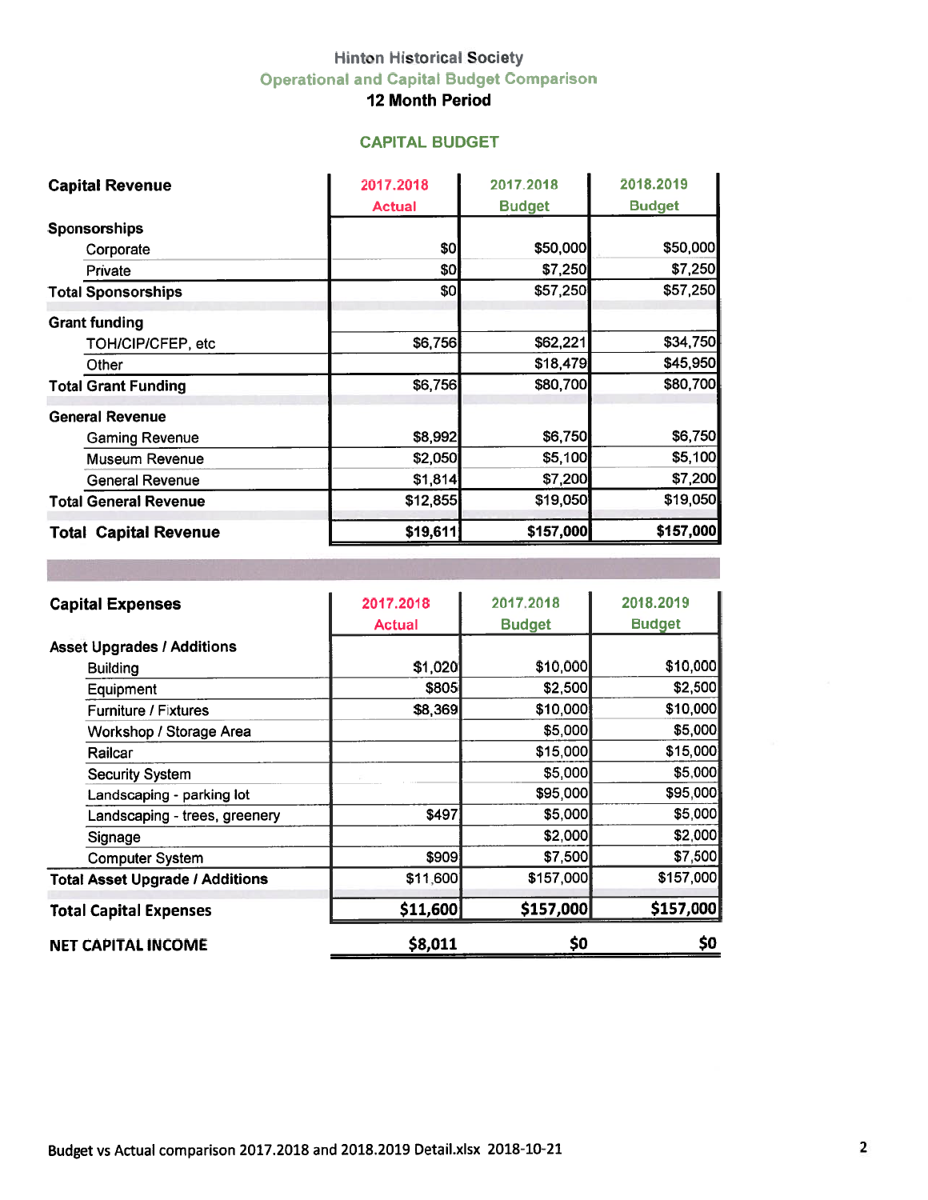# Hinton Historical Society

## Operational and Capital Budget Comparison

### 12 Month Period

## CAPITAL BUDGET

| Capital Revenue | 2017.2018 Actual | 2017.2018 Budget | 2018.2019 Budget |
|---|---|---|---|
| **Sponsorships** | | | |
| Corporate | $0 | $50,000 | $50,000 |
| Private | $0 | $7,250 | $7,250 |
| **Total Sponsorships** | $0 | $57,250 | $57,250 |
| **Grant funding** | | | |
| TOH/CIP/CFEP, etc | $6,756 | $62,221 | $34,750 |
| Other | | $18,479 | $45,950 |
| **Total Grant Funding** | $6,756 | $80,700 | $80,700 |
| **General Revenue** | | | |
| Gaming Revenue | $8,992 | $6,750 | $6,750 |
| Museum Revenue | $2,050 | $5,100 | $5,100 |
| General Revenue | $1,814 | $7,200 | $7,200 |
| **Total General Revenue** | $12,855 | $19,050 | $19,050 |
| **Total Capital Revenue** | **$19,611** | **$157,000** | **$157,000** |

| Capital Expenses | 2017.2018 Actual | 2017.2018 Budget | 2018.2019 Budget |
|---|---|---|---|
| **Asset Upgrades / Additions** | | | |
| Building | $1,020 | $10,000 | $10,000 |
| Equipment | $805 | $2,500 | $2,500 |
| Furniture / Fixtures | $8,369 | $10,000 | $10,000 |
| Workshop / Storage Area | | $5,000 | $5,000 |
| Railcar | | $15,000 | $15,000 |
| Security System | | $5,000 | $5,000 |
| Landscaping - parking lot | | $95,000 | $95,000 |
| Landscaping - trees, greenery | $497 | $5,000 | $5,000 |
| Signage | | $2,000 | $2,000 |
| Computer System | $909 | $7,500 | $7,500 |
| **Total Asset Upgrade / Additions** | $11,600 | $157,000 | $157,000 |
| **Total Capital Expenses** | **$11,600** | **$157,000** | **$157,000** |
| **NET CAPITAL INCOME** | **$8,011** | **$0** | **$0** |

Budget vs Actual comparison 2017.2018 and 2018.2019 Detail.xlsx 2018-10-21